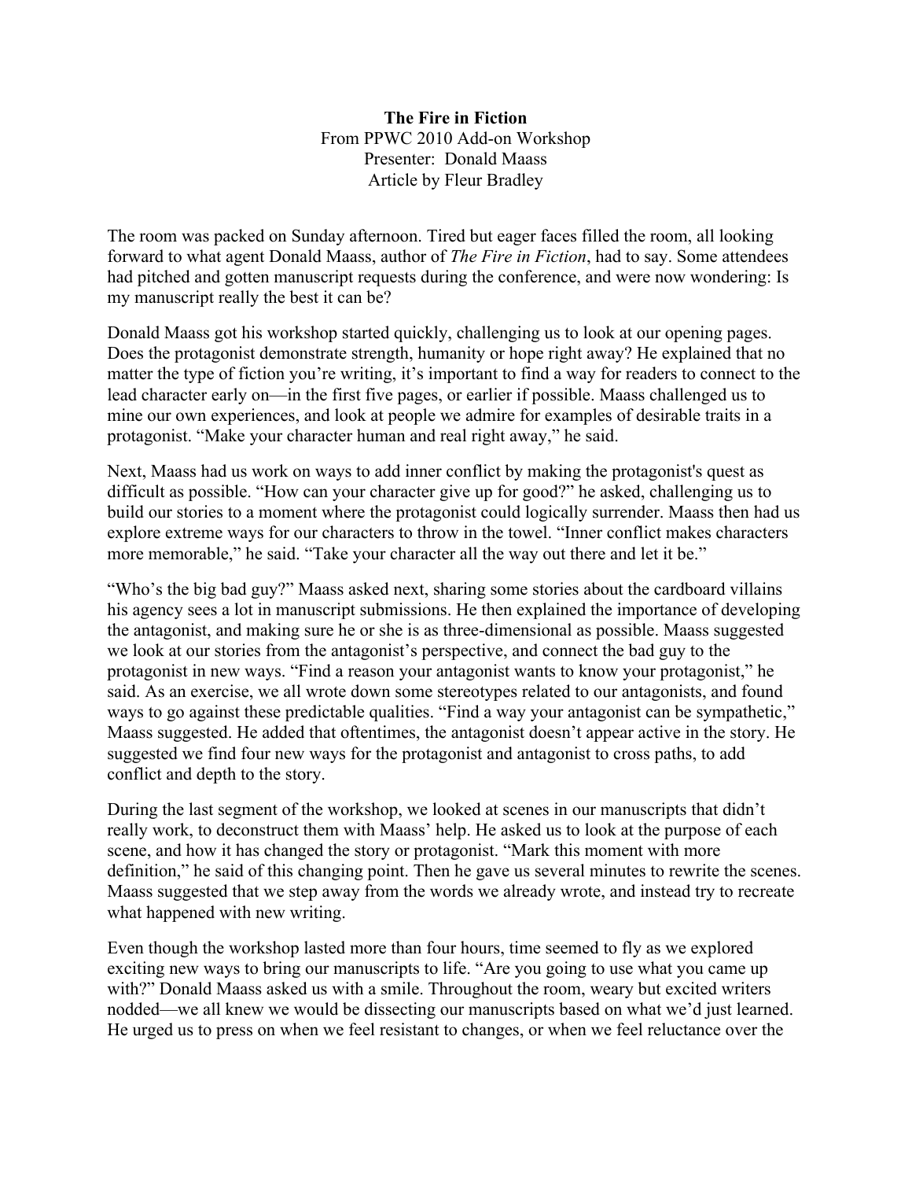**The Fire in Fiction**

From PPWC 2010 Add-on Workshop

Presenter: Donald Maass

Article by Fleur Bradley

The room was packed on Sunday afternoon. Tired but eager faces filled the room, all looking forward to what agent Donald Maass, author of *The Fire in Fiction*, had to say. Some attendees had pitched and gotten manuscript requests during the conference, and were now wondering: Is my manuscript really the best it can be?

Donald Maass got his workshop started quickly, challenging us to look at our opening pages. Does the protagonist demonstrate strength, humanity or hope right away? He explained that no matter the type of fiction you're writing, it's important to find a way for readers to connect to the lead character early on—in the first five pages, or earlier if possible. Maass challenged us to mine our own experiences, and look at people we admire for examples of desirable traits in a protagonist. "Make your character human and real right away," he said.

Next, Maass had us work on ways to add inner conflict by making the protagonist's quest as difficult as possible. "How can your character give up for good?" he asked, challenging us to build our stories to a moment where the protagonist could logically surrender. Maass then had us explore extreme ways for our characters to throw in the towel. "Inner conflict makes characters more memorable," he said. "Take your character all the way out there and let it be."

"Who's the big bad guy?" Maass asked next, sharing some stories about the cardboard villains his agency sees a lot in manuscript submissions. He then explained the importance of developing the antagonist, and making sure he or she is as three-dimensional as possible. Maass suggested we look at our stories from the antagonist's perspective, and connect the bad guy to the protagonist in new ways. "Find a reason your antagonist wants to know your protagonist," he said. As an exercise, we all wrote down some stereotypes related to our antagonists, and found ways to go against these predictable qualities. "Find a way your antagonist can be sympathetic," Maass suggested. He added that oftentimes, the antagonist doesn't appear active in the story. He suggested we find four new ways for the protagonist and antagonist to cross paths, to add conflict and depth to the story.

During the last segment of the workshop, we looked at scenes in our manuscripts that didn't really work, to deconstruct them with Maass' help. He asked us to look at the purpose of each scene, and how it has changed the story or protagonist. "Mark this moment with more definition," he said of this changing point. Then he gave us several minutes to rewrite the scenes. Maass suggested that we step away from the words we already wrote, and instead try to recreate what happened with new writing.

Even though the workshop lasted more than four hours, time seemed to fly as we explored exciting new ways to bring our manuscripts to life. "Are you going to use what you came up with?" Donald Maass asked us with a smile. Throughout the room, weary but excited writers nodded—we all knew we would be dissecting our manuscripts based on what we'd just learned. He urged us to press on when we feel resistant to changes, or when we feel reluctance over the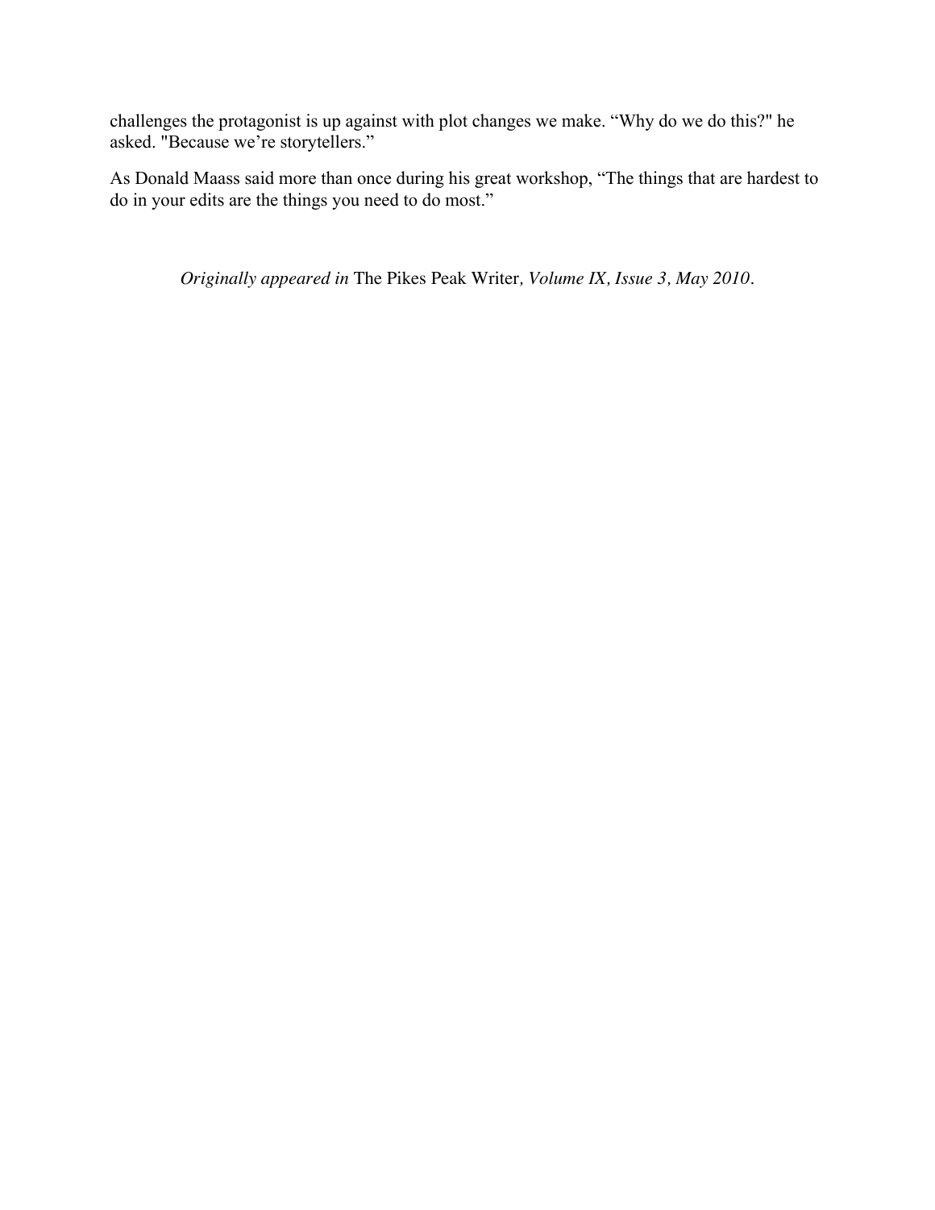challenges the protagonist is up against with plot changes we make. “Why do we do this?" he asked. "Because we’re storytellers.”

As Donald Maass said more than once during his great workshop, “The things that are hardest to do in your edits are the things you need to do most.”

*Originally appeared in* The Pikes Peak Writer*, Volume IX, Issue 3, May 2010.*